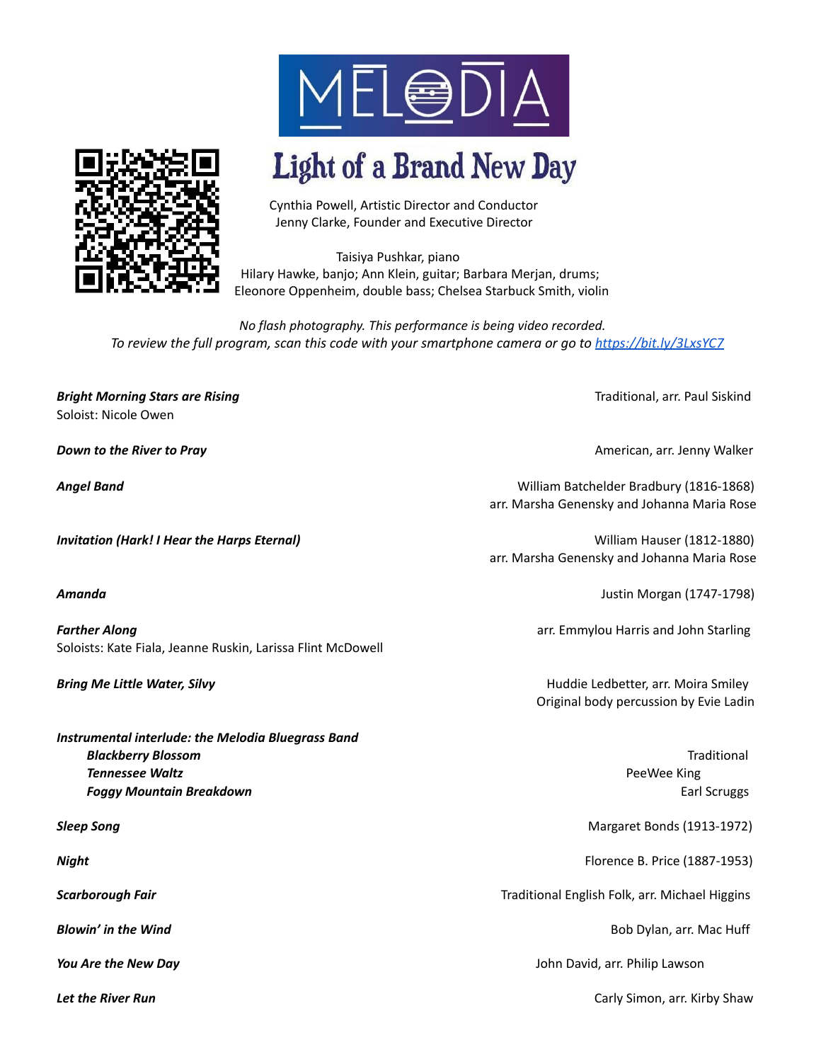# MELODIA

## Light of a Brand New Day

Cynthia Powell, Artistic Director and Conductor
Jenny Clarke, Founder and Executive Director

Taisiya Pushkar, piano
Hilary Hawke, banjo; Ann Klein, guitar; Barbara Merjan, drums;
Eleonore Oppenheim, double bass; Chelsea Starbuck Smith, violin

*No flash photography. This performance is being video recorded.*
*To review the full program, scan this code with your smartphone camera or go to [https://bit.ly/3LxsYC7](https://bit.ly/3LxsYC7)*

***Bright Morning Stars are Rising*** — Traditional, arr. Paul Siskind
Soloist: Nicole Owen

***Down to the River to Pray*** — American, arr. Jenny Walker

***Angel Band*** — William Batchelder Bradbury (1816-1868)
arr. Marsha Genensky and Johanna Maria Rose

***Invitation (Hark! I Hear the Harps Eternal)*** — William Hauser (1812-1880)
arr. Marsha Genensky and Johanna Maria Rose

***Amanda*** — Justin Morgan (1747-1798)

***Farther Along*** — arr. Emmylou Harris and John Starling
Soloists: Kate Fiala, Jeanne Ruskin, Larissa Flint McDowell

***Bring Me Little Water, Silvy*** — Huddie Ledbetter, arr. Moira Smiley
Original body percussion by Evie Ladin

***Instrumental interlude: the Melodia Bluegrass Band***
- ***Blackberry Blossom*** — Traditional
- ***Tennessee Waltz*** — PeeWee King
- ***Foggy Mountain Breakdown*** — Earl Scruggs

***Sleep Song*** — Margaret Bonds (1913-1972)

***Night*** — Florence B. Price (1887-1953)

***Scarborough Fair*** — Traditional English Folk, arr. Michael Higgins

***Blowin' in the Wind*** — Bob Dylan, arr. Mac Huff

***You Are the New Day*** — John David, arr. Philip Lawson

***Let the River Run*** — Carly Simon, arr. Kirby Shaw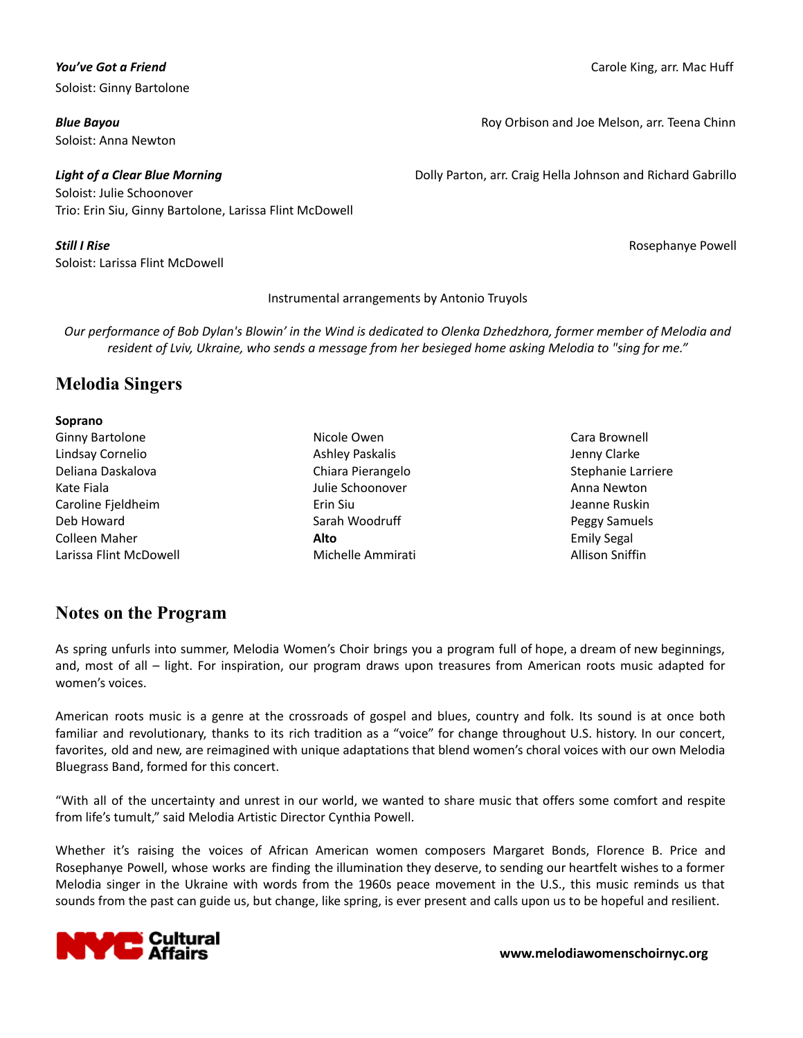***You've Got a Friend*** — Carole King, arr. Mac Huff
Soloist: Ginny Bartolone

***Blue Bayou*** — Roy Orbison and Joe Melson, arr. Teena Chinn
Soloist: Anna Newton

***Light of a Clear Blue Morning*** — Dolly Parton, arr. Craig Hella Johnson and Richard Gabrillo
Soloist: Julie Schoonover
Trio: Erin Siu, Ginny Bartolone, Larissa Flint McDowell

***Still I Rise*** — Rosephanye Powell
Soloist: Larissa Flint McDowell

Instrumental arrangements by Antonio Truyols

*Our performance of Bob Dylan's Blowin' in the Wind is dedicated to Olenka Dzhedzhora, former member of Melodia and resident of Lviv, Ukraine, who sends a message from her besieged home asking Melodia to "sing for me."*

## Melodia Singers

**Soprano**
Ginny Bartolone
Lindsay Cornelio
Deliana Daskalova
Kate Fiala
Caroline Fjeldheim
Deb Howard
Colleen Maher
Larissa Flint McDowell
Nicole Owen
Ashley Paskalis
Chiara Pierangelo
Julie Schoonover
Erin Siu
Sarah Woodruff

**Alto**
Michelle Ammirati
Cara Brownell
Jenny Clarke
Stephanie Larriere
Anna Newton
Jeanne Ruskin
Peggy Samuels
Emily Segal
Allison Sniffin

## Notes on the Program

As spring unfurls into summer, Melodia Women's Choir brings you a program full of hope, a dream of new beginnings, and, most of all – light. For inspiration, our program draws upon treasures from American roots music adapted for women's voices.

American roots music is a genre at the crossroads of gospel and blues, country and folk. Its sound is at once both familiar and revolutionary, thanks to its rich tradition as a "voice" for change throughout U.S. history. In our concert, favorites, old and new, are reimagined with unique adaptations that blend women's choral voices with our own Melodia Bluegrass Band, formed for this concert.

"With all of the uncertainty and unrest in our world, we wanted to share music that offers some comfort and respite from life's tumult," said Melodia Artistic Director Cynthia Powell.

Whether it's raising the voices of African American women composers Margaret Bonds, Florence B. Price and Rosephanye Powell, whose works are finding the illumination they deserve, to sending our heartfelt wishes to a former Melodia singer in the Ukraine with words from the 1960s peace movement in the U.S., this music reminds us that sounds from the past can guide us, but change, like spring, is ever present and calls upon us to be hopeful and resilient.

NYC Cultural Affairs

**www.melodiawomenschoirnyc.org**